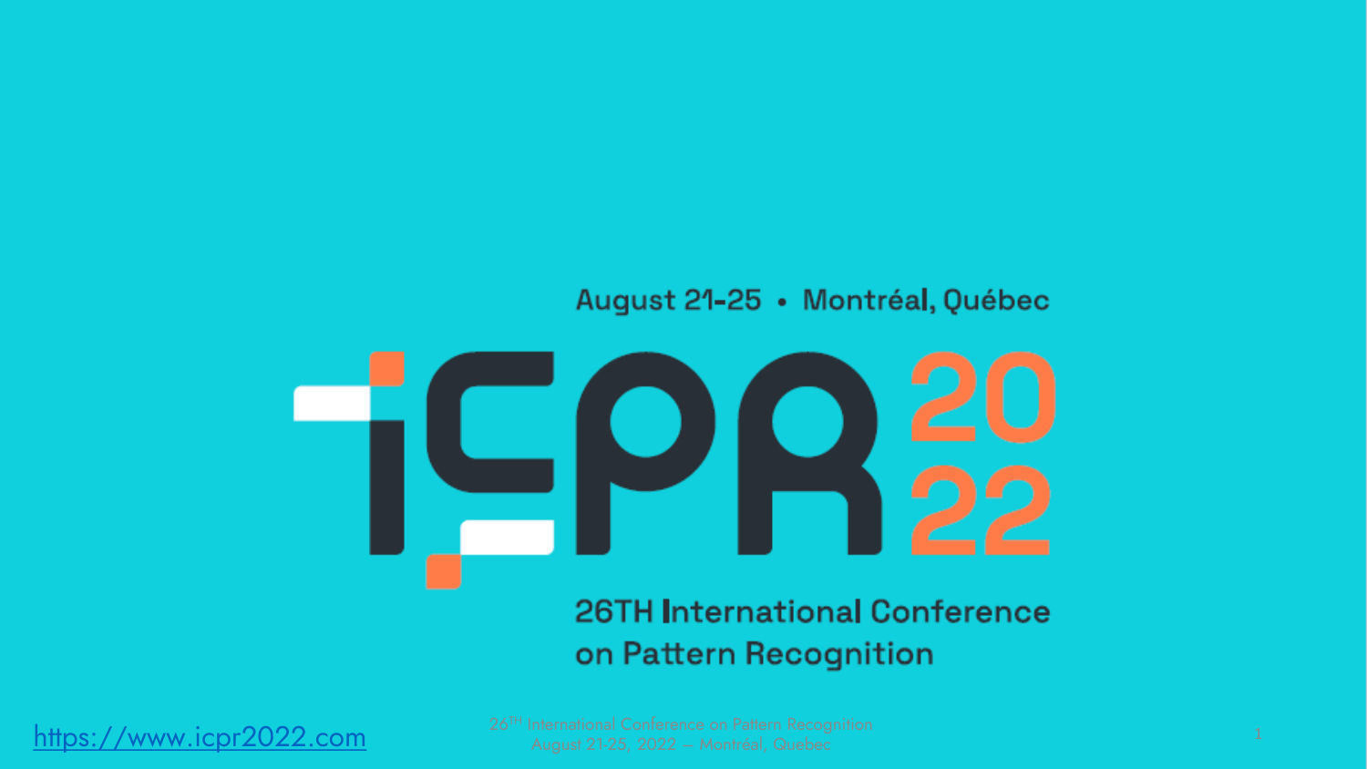August 21-25 • Montréal, Québec

# ICPR 2022

26TH International Conference on Pattern Recognition

https://www.icpr2022.com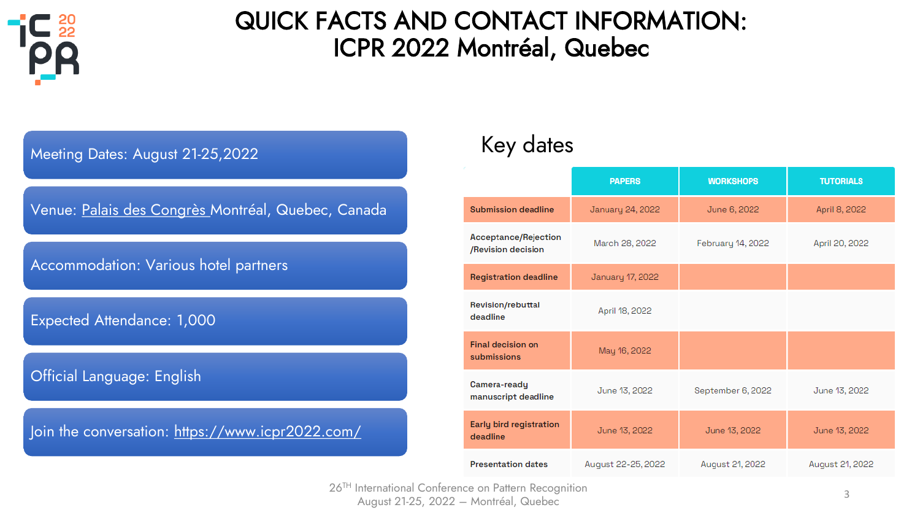# QUICK FACTS AND CONTACT INFORMATION: ICPR 2022 Montréal, Quebec

- Meeting Dates: August 21-25,2022
- Venue: Palais des Congrès Montréal, Quebec, Canada
- Accommodation: Various hotel partners
- Expected Attendance: 1,000
- Official Language: English
- Join the conversation: https://www.icpr2022.com/

## Key dates

| | PAPERS | WORKSHOPS | TUTORIALS |
|---|---|---|---|
| **Submission deadline** | January 24, 2022 | June 6, 2022 | April 8, 2022 |
| **Acceptance/Rejection /Revision decision** | March 28, 2022 | February 14, 2022 | April 20, 2022 |
| **Registration deadline** | January 17, 2022 | | |
| **Revision/rebuttal deadline** | April 18, 2022 | | |
| **Final decision on submissions** | May 16, 2022 | | |
| **Camera-ready manuscript deadline** | June 13, 2022 | September 6, 2022 | June 13, 2022 |
| **Early bird registration deadline** | June 13, 2022 | June 13, 2022 | June 13, 2022 |
| **Presentation dates** | August 22-25, 2022 | August 21, 2022 | August 21, 2022 |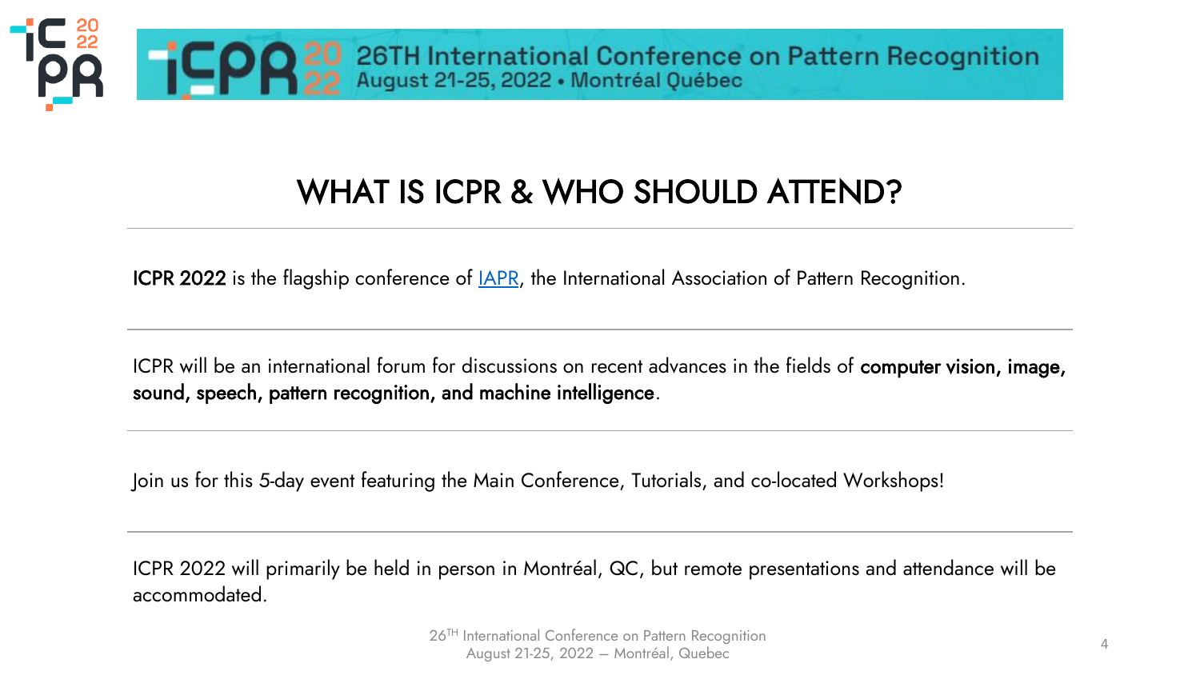# WHAT IS ICPR & WHO SHOULD ATTEND?

**ICPR 2022** is the flagship conference of [IAPR](), the International Association of Pattern Recognition.

ICPR will be an international forum for discussions on recent advances in the fields of **computer vision, image, sound, speech, pattern recognition, and machine intelligence**.

Join us for this 5-day event featuring the Main Conference, Tutorials, and co-located Workshops!

ICPR 2022 will primarily be held in person in Montréal, QC, but remote presentations and attendance will be accommodated.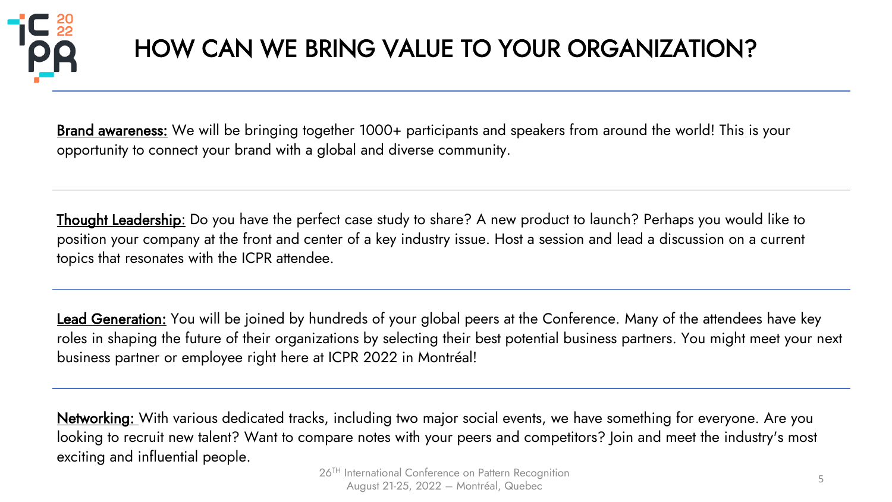# HOW CAN WE BRING VALUE TO YOUR ORGANIZATION?

**Brand awareness:** We will be bringing together 1000+ participants and speakers from around the world! This is your opportunity to connect your brand with a global and diverse community.

**Thought Leadership**: Do you have the perfect case study to share? A new product to launch? Perhaps you would like to position your company at the front and center of a key industry issue. Host a session and lead a discussion on a current topics that resonates with the ICPR attendee.

**Lead Generation:** You will be joined by hundreds of your global peers at the Conference. Many of the attendees have key roles in shaping the future of their organizations by selecting their best potential business partners. You might meet your next business partner or employee right here at ICPR 2022 in Montréal!

**Networking:** With various dedicated tracks, including two major social events, we have something for everyone. Are you looking to recruit new talent? Want to compare notes with your peers and competitors? Join and meet the industry's most exciting and influential people.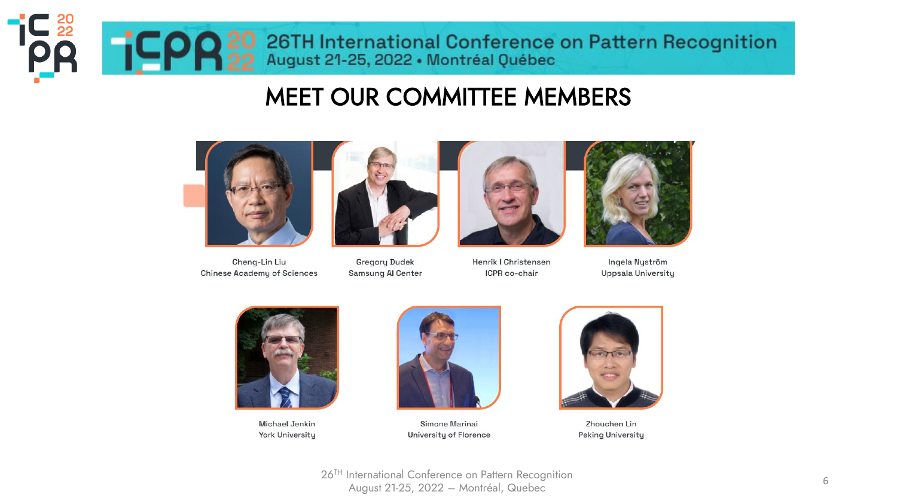26TH International Conference on Pattern Recognition
August 21-25, 2022 • Montréal Québec

# MEET OUR COMMITTEE MEMBERS

Cheng-Lin Liu
Chinese Academy of Sciences

Gregory Dudek
Samsung AI Center

Henrik I Christensen
ICPR co-chair

Ingela Nyström
Uppsala University

Michael Jenkin
York University

Simone Marinai
University of Florence

Zhouchen Lin
Peking University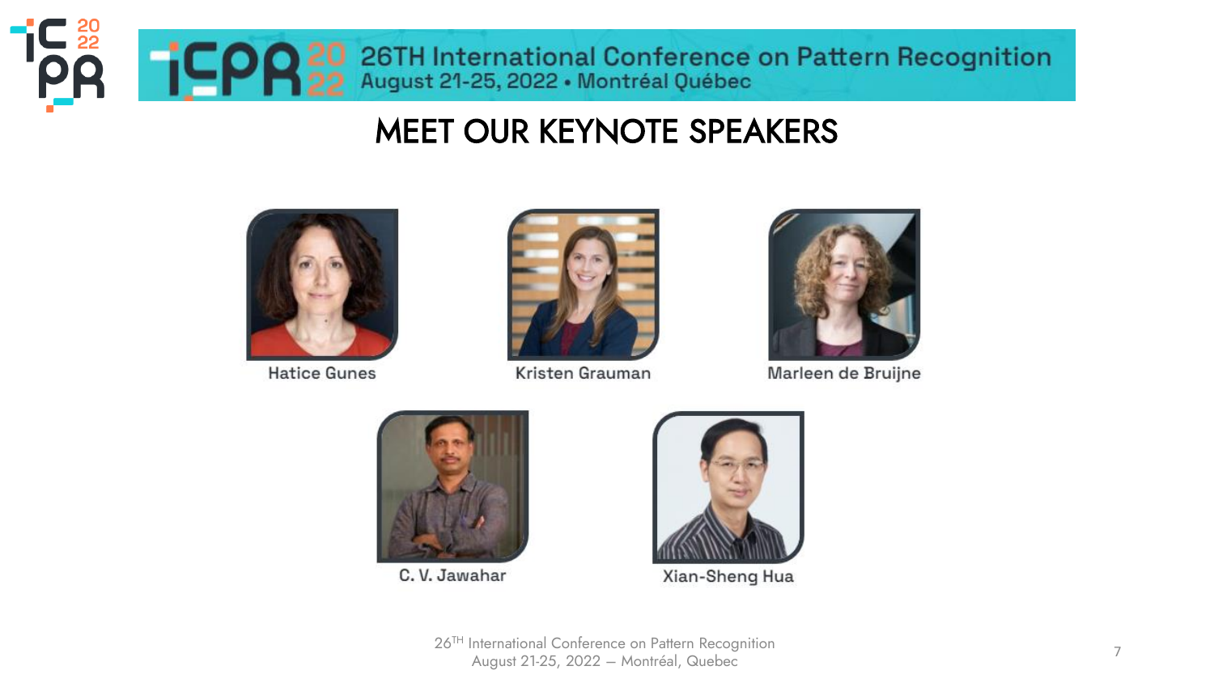26TH International Conference on Pattern Recognition
August 21-25, 2022 • Montréal Québec

# MEET OUR KEYNOTE SPEAKERS

Hatice Gunes

Kristen Grauman

Marleen de Bruijne

C. V. Jawahar

Xian-Sheng Hua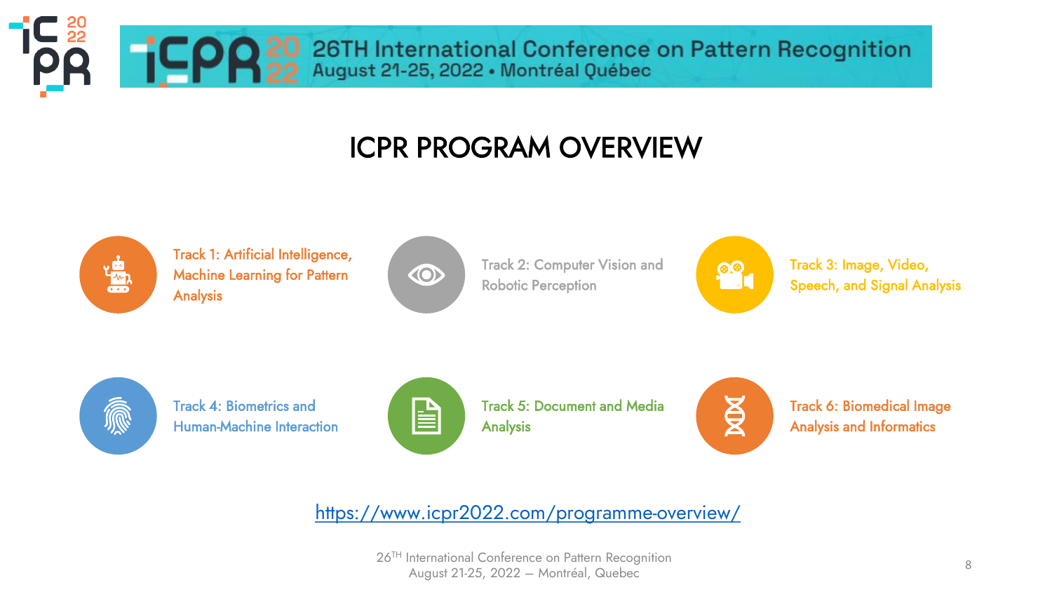# ICPR PROGRAM OVERVIEW

- Track 1: Artificial Intelligence, Machine Learning for Pattern Analysis
- Track 2: Computer Vision and Robotic Perception
- Track 3: Image, Video, Speech, and Signal Analysis
- Track 4: Biometrics and Human-Machine Interaction
- Track 5: Document and Media Analysis
- Track 6: Biomedical Image Analysis and Informatics

https://www.icpr2022.com/programme-overview/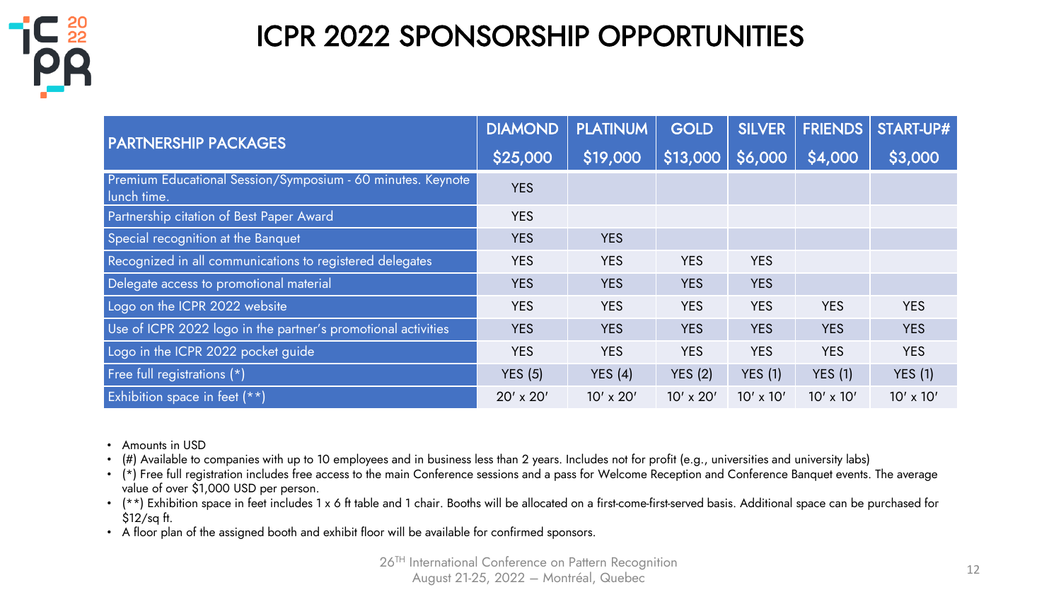# ICPR 2022 SPONSORSHIP OPPORTUNITIES

| PARTNERSHIP PACKAGES | DIAMOND $25,000 | PLATINUM $19,000 | GOLD $13,000 | SILVER $6,000 | FRIENDS $4,000 | START-UP# $3,000 |
|---|---|---|---|---|---|---|
| Premium Educational Session/Symposium - 60 minutes. Keynote lunch time. | YES | | | | | |
| Partnership citation of Best Paper Award | YES | | | | | |
| Special recognition at the Banquet | YES | YES | | | | |
| Recognized in all communications to registered delegates | YES | YES | YES | YES | | |
| Delegate access to promotional material | YES | YES | YES | YES | | |
| Logo on the ICPR 2022 website | YES | YES | YES | YES | YES | YES |
| Use of ICPR 2022 logo in the partner's promotional activities | YES | YES | YES | YES | YES | YES |
| Logo in the ICPR 2022 pocket guide | YES | YES | YES | YES | YES | YES |
| Free full registrations (*) | YES (5) | YES (4) | YES (2) | YES (1) | YES (1) | YES (1) |
| Exhibition space in feet (**) | 20′ x 20′ | 10′ x 20′ | 10′ x 20′ | 10′ x 10′ | 10′ x 10′ | 10′ x 10′ |

- Amounts in USD
- (#) Available to companies with up to 10 employees and in business less than 2 years. Includes not for profit (e.g., universities and university labs)
- (*) Free full registration includes free access to the main Conference sessions and a pass for Welcome Reception and Conference Banquet events. The average value of over $1,000 USD per person.
- (**) Exhibition space in feet includes 1 x 6 ft table and 1 chair. Booths will be allocated on a first-come-first-served basis. Additional space can be purchased for $12/sq ft.
- A floor plan of the assigned booth and exhibit floor will be available for confirmed sponsors.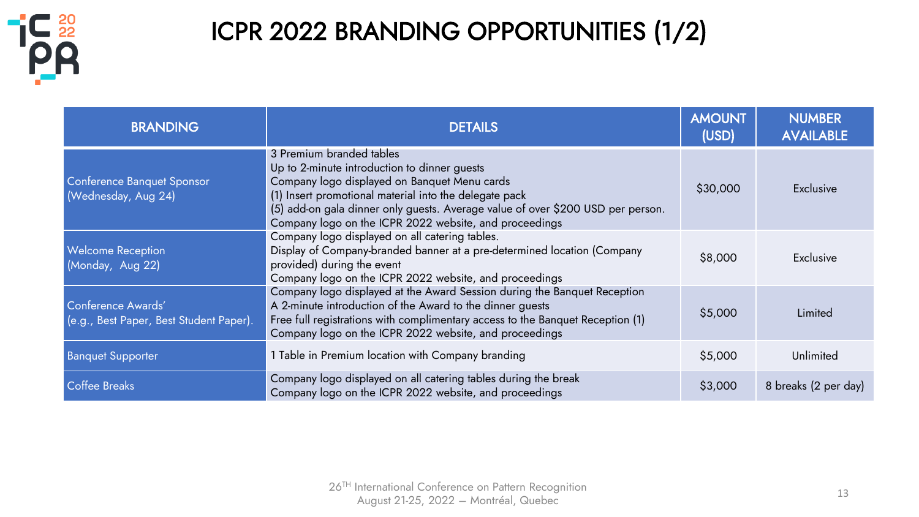# ICPR 2022 BRANDING OPPORTUNITIES (1/2)

| BRANDING | DETAILS | AMOUNT (USD) | NUMBER AVAILABLE |
|---|---|---|---|
| Conference Banquet Sponsor (Wednesday, Aug 24) | 3 Premium branded tables<br>Up to 2-minute introduction to dinner guests<br>Company logo displayed on Banquet Menu cards<br>(1) Insert promotional material into the delegate pack<br>(5) add-on gala dinner only guests. Average value of over $200 USD per person.<br>Company logo on the ICPR 2022 website, and proceedings | $30,000 | Exclusive |
| Welcome Reception (Monday, Aug 22) | Company logo displayed on all catering tables.<br>Display of Company-branded banner at a pre-determined location (Company provided) during the event<br>Company logo on the ICPR 2022 website, and proceedings | $8,000 | Exclusive |
| Conference Awards' (e.g., Best Paper, Best Student Paper). | Company logo displayed at the Award Session during the Banquet Reception<br>A 2-minute introduction of the Award to the dinner guests<br>Free full registrations with complimentary access to the Banquet Reception (1)<br>Company logo on the ICPR 2022 website, and proceedings | $5,000 | Limited |
| Banquet Supporter | 1 Table in Premium location with Company branding | $5,000 | Unlimited |
| Coffee Breaks | Company logo displayed on all catering tables during the break<br>Company logo on the ICPR 2022 website, and proceedings | $3,000 | 8 breaks (2 per day) |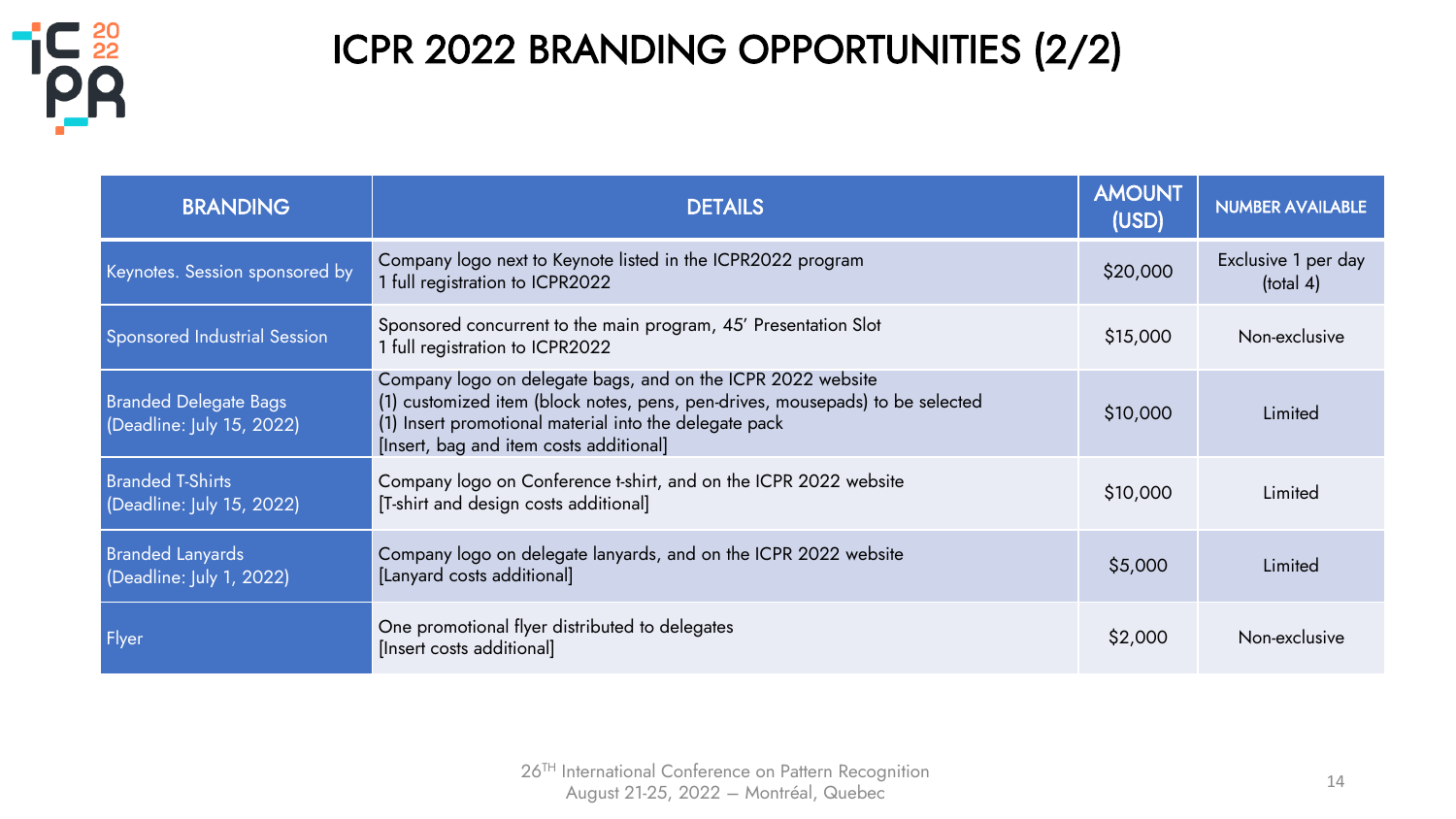# ICPR 2022 BRANDING OPPORTUNITIES (2/2)

| BRANDING | DETAILS | AMOUNT (USD) | NUMBER AVAILABLE |
|---|---|---|---|
| Keynotes. Session sponsored by | Company logo next to Keynote listed in the ICPR2022 program<br>1 full registration to ICPR2022 | $20,000 | Exclusive 1 per day (total 4) |
| Sponsored Industrial Session | Sponsored concurrent to the main program, 45' Presentation Slot<br>1 full registration to ICPR2022 | $15,000 | Non-exclusive |
| Branded Delegate Bags (Deadline: July 15, 2022) | Company logo on delegate bags, and on the ICPR 2022 website<br>(1) customized item (block notes, pens, pen-drives, mousepads) to be selected<br>(1) Insert promotional material into the delegate pack<br>[Insert, bag and item costs additional] | $10,000 | Limited |
| Branded T-Shirts (Deadline: July 15, 2022) | Company logo on Conference t-shirt, and on the ICPR 2022 website<br>[T-shirt and design costs additional] | $10,000 | Limited |
| Branded Lanyards (Deadline: July 1, 2022) | Company logo on delegate lanyards, and on the ICPR 2022 website<br>[Lanyard costs additional] | $5,000 | Limited |
| Flyer | One promotional flyer distributed to delegates<br>[Insert costs additional] | $2,000 | Non-exclusive |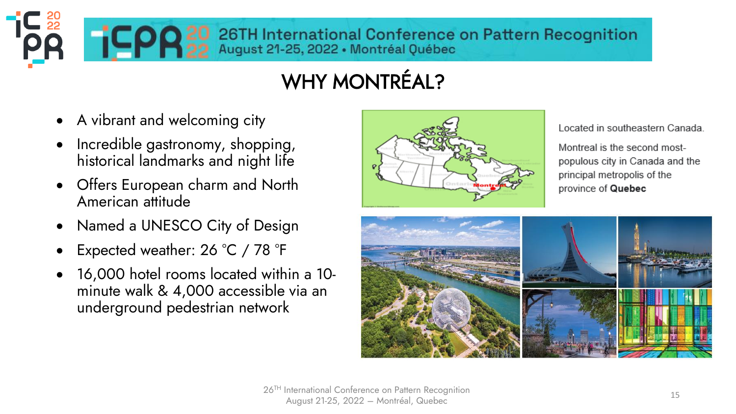# WHY MONTRÉAL?

- A vibrant and welcoming city
- Incredible gastronomy, shopping, historical landmarks and night life
- Offers European charm and North American attitude
- Named a UNESCO City of Design
- Expected weather: 26 °C / 78 °F
- 16,000 hotel rooms located within a 10-minute walk & 4,000 accessible via an underground pedestrian network

Located in southeastern Canada.

Montreal is the second most-populous city in Canada and the principal metropolis of the province of **Quebec**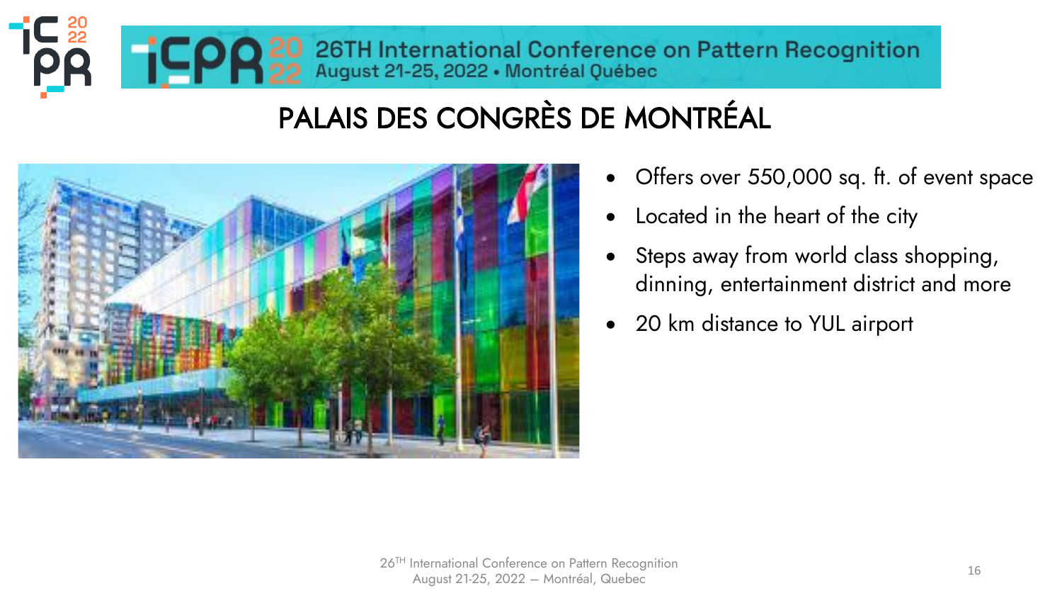# PALAIS DES CONGRÈS DE MONTRÉAL

- Offers over 550,000 sq. ft. of event space
- Located in the heart of the city
- Steps away from world class shopping, dinning, entertainment district and more
- 20 km distance to YUL airport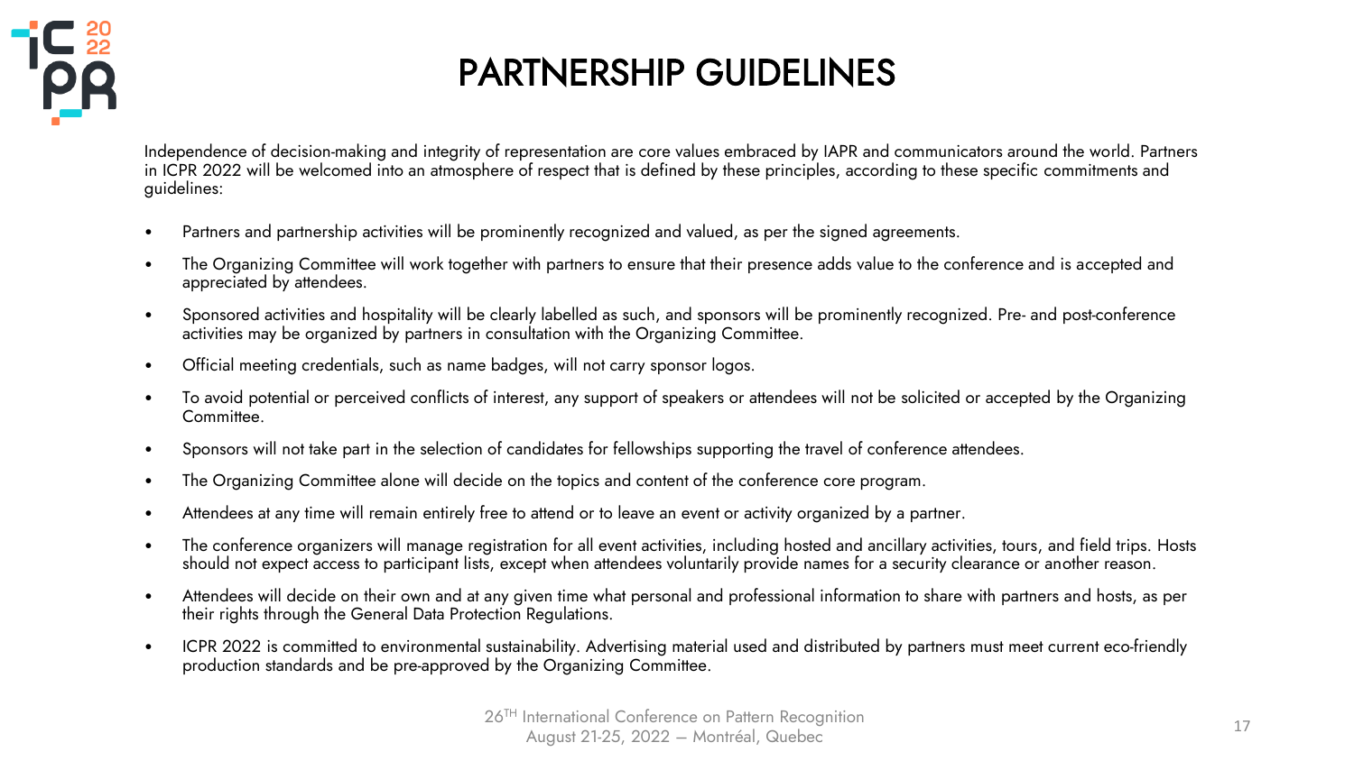# PARTNERSHIP GUIDELINES

Independence of decision-making and integrity of representation are core values embraced by IAPR and communicators around the world. Partners in ICPR 2022 will be welcomed into an atmosphere of respect that is defined by these principles, according to these specific commitments and guidelines:

- Partners and partnership activities will be prominently recognized and valued, as per the signed agreements.
- The Organizing Committee will work together with partners to ensure that their presence adds value to the conference and is accepted and appreciated by attendees.
- Sponsored activities and hospitality will be clearly labelled as such, and sponsors will be prominently recognized. Pre- and post-conference activities may be organized by partners in consultation with the Organizing Committee.
- Official meeting credentials, such as name badges, will not carry sponsor logos.
- To avoid potential or perceived conflicts of interest, any support of speakers or attendees will not be solicited or accepted by the Organizing Committee.
- Sponsors will not take part in the selection of candidates for fellowships supporting the travel of conference attendees.
- The Organizing Committee alone will decide on the topics and content of the conference core program.
- Attendees at any time will remain entirely free to attend or to leave an event or activity organized by a partner.
- The conference organizers will manage registration for all event activities, including hosted and ancillary activities, tours, and field trips. Hosts should not expect access to participant lists, except when attendees voluntarily provide names for a security clearance or another reason.
- Attendees will decide on their own and at any given time what personal and professional information to share with partners and hosts, as per their rights through the General Data Protection Regulations.
- ICPR 2022 is committed to environmental sustainability. Advertising material used and distributed by partners must meet current eco-friendly production standards and be pre-approved by the Organizing Committee.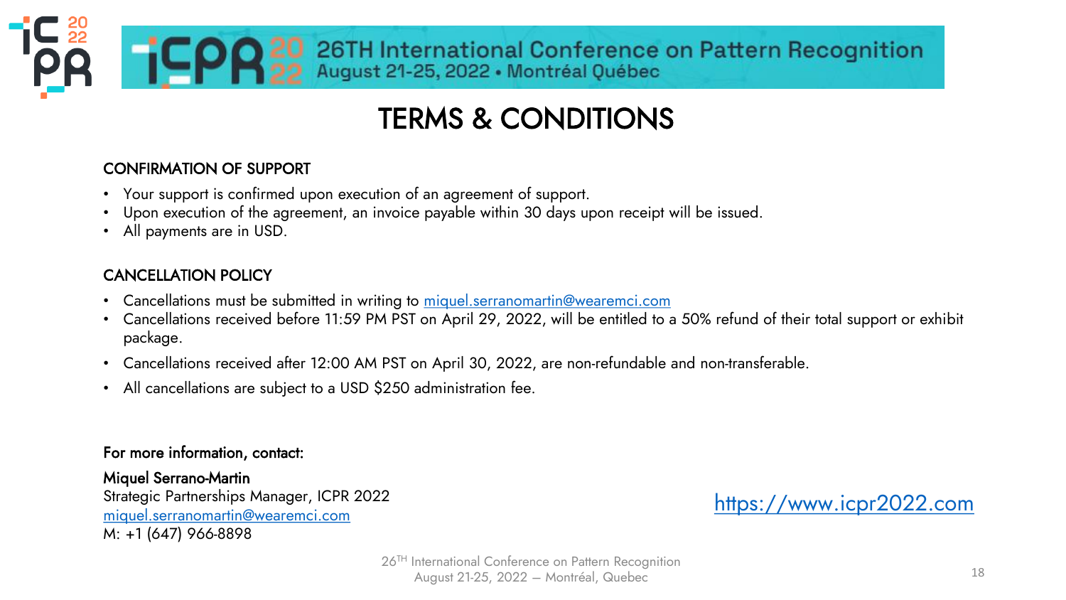# TERMS & CONDITIONS

## CONFIRMATION OF SUPPORT

- Your support is confirmed upon execution of an agreement of support.
- Upon execution of the agreement, an invoice payable within 30 days upon receipt will be issued.
- All payments are in USD.

## CANCELLATION POLICY

- Cancellations must be submitted in writing to miquel.serranomartin@wearemci.com
- Cancellations received before 11:59 PM PST on April 29, 2022, will be entitled to a 50% refund of their total support or exhibit package.
- Cancellations received after 12:00 AM PST on April 30, 2022, are non-refundable and non-transferable.
- All cancellations are subject to a USD $250 administration fee.

**For more information, contact:**

**Miquel Serrano-Martin**
Strategic Partnerships Manager, ICPR 2022
miquel.serranomartin@wearemci.com
M: +1 (647) 966-8898

https://www.icpr2022.com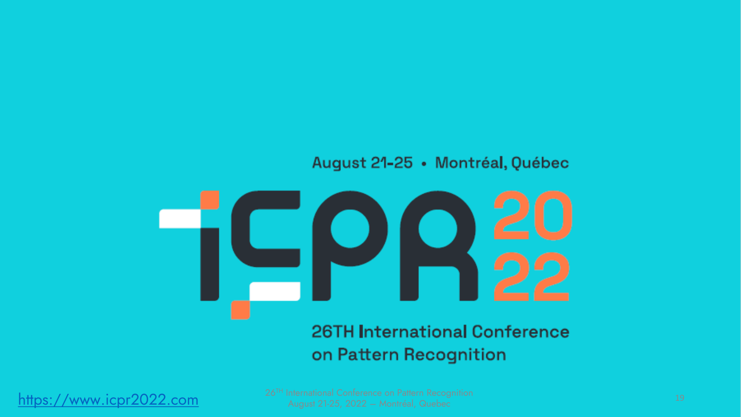August 21-25 • Montréal, Québec

ICPR 2022

26TH International Conference on Pattern Recognition

https://www.icpr2022.com